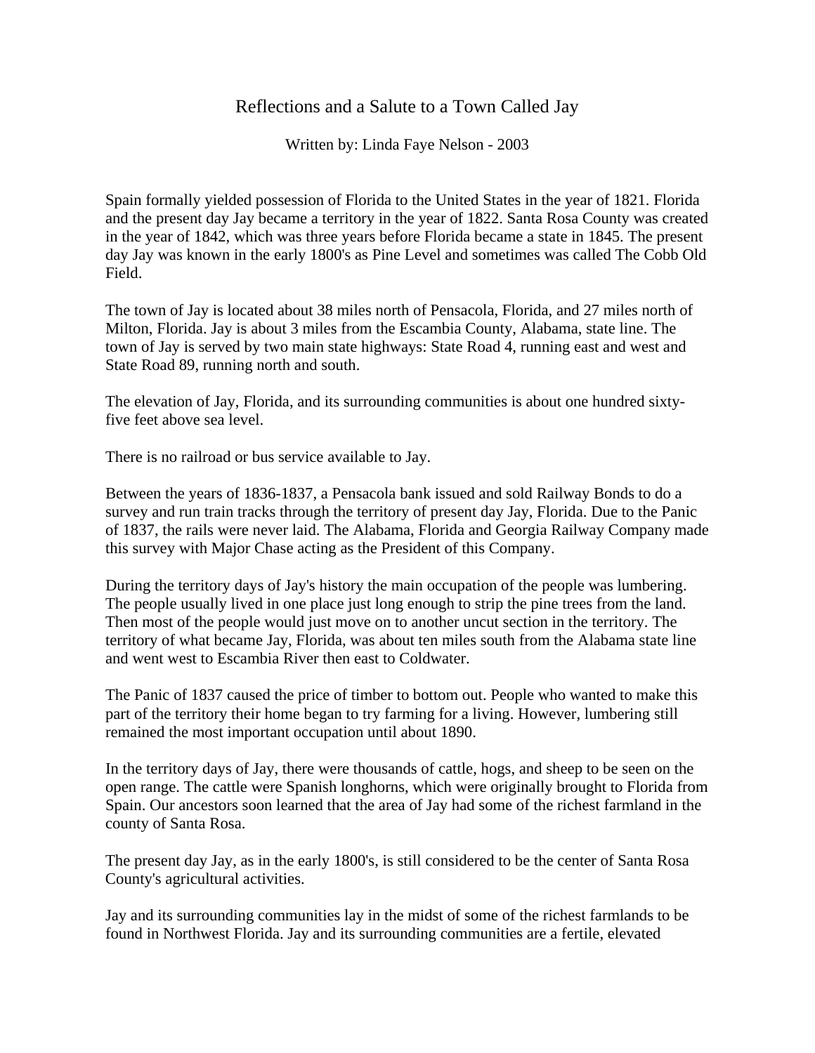# Reflections and a Salute to a Town Called Jay

Written by: Linda Faye Nelson - 2003

Spain formally yielded possession of Florida to the United States in the year of 1821. Florida and the present day Jay became a territory in the year of 1822. Santa Rosa County was created in the year of 1842, which was three years before Florida became a state in 1845. The present day Jay was known in the early 1800's as Pine Level and sometimes was called The Cobb Old Field.

The town of Jay is located about 38 miles north of Pensacola, Florida, and 27 miles north of Milton, Florida. Jay is about 3 miles from the Escambia County, Alabama, state line. The town of Jay is served by two main state highways: State Road 4, running east and west and State Road 89, running north and south.

The elevation of Jay, Florida, and its surrounding communities is about one hundred sixty-five feet above sea level.

There is no railroad or bus service available to Jay.

Between the years of 1836-1837, a Pensacola bank issued and sold Railway Bonds to do a survey and run train tracks through the territory of present day Jay, Florida. Due to the Panic of 1837, the rails were never laid. The Alabama, Florida and Georgia Railway Company made this survey with Major Chase acting as the President of this Company.

During the territory days of Jay's history the main occupation of the people was lumbering. The people usually lived in one place just long enough to strip the pine trees from the land. Then most of the people would just move on to another uncut section in the territory. The territory of what became Jay, Florida, was about ten miles south from the Alabama state line and went west to Escambia River then east to Coldwater.

The Panic of 1837 caused the price of timber to bottom out. People who wanted to make this part of the territory their home began to try farming for a living. However, lumbering still remained the most important occupation until about 1890.

In the territory days of Jay, there were thousands of cattle, hogs, and sheep to be seen on the open range. The cattle were Spanish longhorns, which were originally brought to Florida from Spain. Our ancestors soon learned that the area of Jay had some of the richest farmland in the county of Santa Rosa.

The present day Jay, as in the early 1800's, is still considered to be the center of Santa Rosa County's agricultural activities.

Jay and its surrounding communities lay in the midst of some of the richest farmlands to be found in Northwest Florida. Jay and its surrounding communities are a fertile, elevated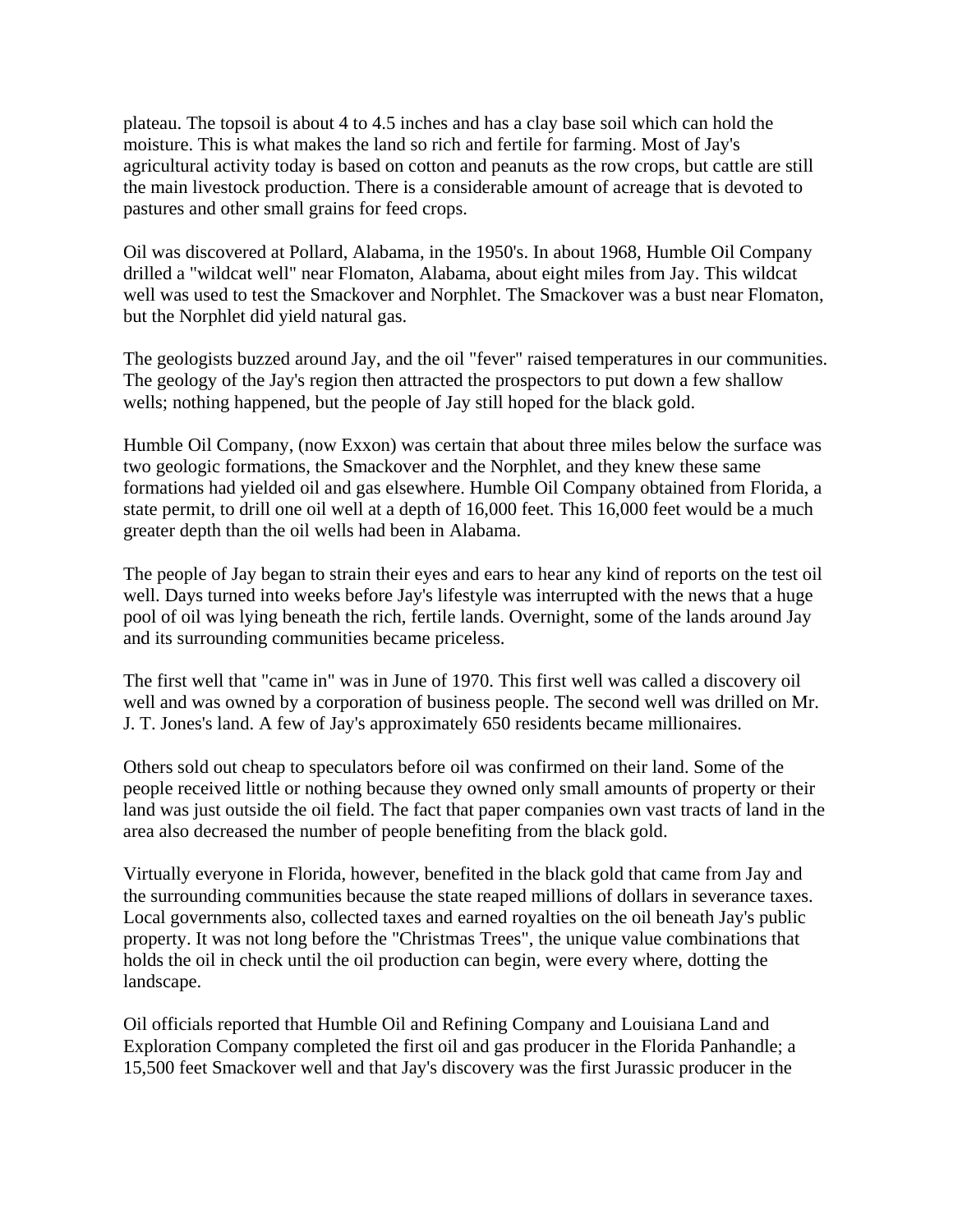plateau. The topsoil is about 4 to 4.5 inches and has a clay base soil which can hold the moisture. This is what makes the land so rich and fertile for farming. Most of Jay's agricultural activity today is based on cotton and peanuts as the row crops, but cattle are still the main livestock production. There is a considerable amount of acreage that is devoted to pastures and other small grains for feed crops.

Oil was discovered at Pollard, Alabama, in the 1950's. In about 1968, Humble Oil Company drilled a "wildcat well" near Flomaton, Alabama, about eight miles from Jay. This wildcat well was used to test the Smackover and Norphlet. The Smackover was a bust near Flomaton, but the Norphlet did yield natural gas.

The geologists buzzed around Jay, and the oil "fever" raised temperatures in our communities. The geology of the Jay's region then attracted the prospectors to put down a few shallow wells; nothing happened, but the people of Jay still hoped for the black gold.

Humble Oil Company, (now Exxon) was certain that about three miles below the surface was two geologic formations, the Smackover and the Norphlet, and they knew these same formations had yielded oil and gas elsewhere. Humble Oil Company obtained from Florida, a state permit, to drill one oil well at a depth of 16,000 feet. This 16,000 feet would be a much greater depth than the oil wells had been in Alabama.

The people of Jay began to strain their eyes and ears to hear any kind of reports on the test oil well. Days turned into weeks before Jay's lifestyle was interrupted with the news that a huge pool of oil was lying beneath the rich, fertile lands. Overnight, some of the lands around Jay and its surrounding communities became priceless.

The first well that "came in" was in June of 1970. This first well was called a discovery oil well and was owned by a corporation of business people. The second well was drilled on Mr. J. T. Jones's land. A few of Jay's approximately 650 residents became millionaires.

Others sold out cheap to speculators before oil was confirmed on their land. Some of the people received little or nothing because they owned only small amounts of property or their land was just outside the oil field. The fact that paper companies own vast tracts of land in the area also decreased the number of people benefiting from the black gold.

Virtually everyone in Florida, however, benefited in the black gold that came from Jay and the surrounding communities because the state reaped millions of dollars in severance taxes. Local governments also, collected taxes and earned royalties on the oil beneath Jay's public property. It was not long before the "Christmas Trees", the unique value combinations that holds the oil in check until the oil production can begin, were every where, dotting the landscape.

Oil officials reported that Humble Oil and Refining Company and Louisiana Land and Exploration Company completed the first oil and gas producer in the Florida Panhandle; a 15,500 feet Smackover well and that Jay's discovery was the first Jurassic producer in the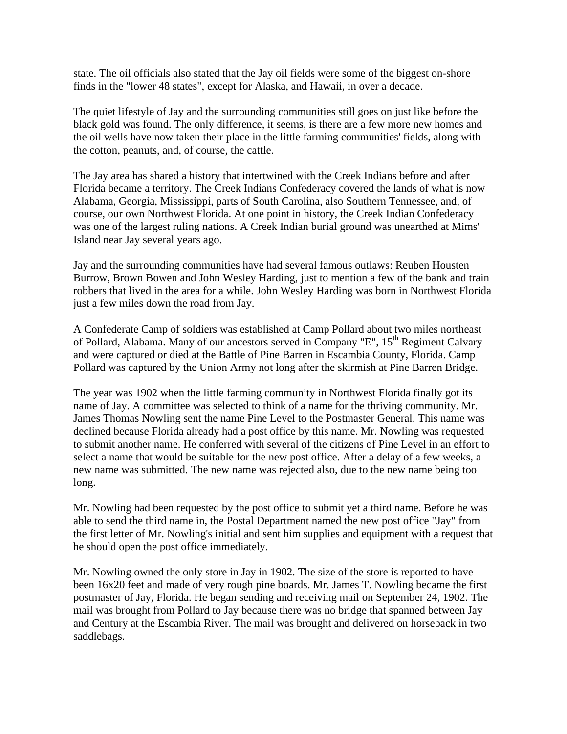state. The oil officials also stated that the Jay oil fields were some of the biggest on-shore finds in the "lower 48 states", except for Alaska, and Hawaii, in over a decade.

The quiet lifestyle of Jay and the surrounding communities still goes on just like before the black gold was found. The only difference, it seems, is there are a few more new homes and the oil wells have now taken their place in the little farming communities' fields, along with the cotton, peanuts, and, of course, the cattle.

The Jay area has shared a history that intertwined with the Creek Indians before and after Florida became a territory. The Creek Indians Confederacy covered the lands of what is now Alabama, Georgia, Mississippi, parts of South Carolina, also Southern Tennessee, and, of course, our own Northwest Florida. At one point in history, the Creek Indian Confederacy was one of the largest ruling nations. A Creek Indian burial ground was unearthed at Mims' Island near Jay several years ago.

Jay and the surrounding communities have had several famous outlaws: Reuben Housten Burrow, Brown Bowen and John Wesley Harding, just to mention a few of the bank and train robbers that lived in the area for a while. John Wesley Harding was born in Northwest Florida just a few miles down the road from Jay.

A Confederate Camp of soldiers was established at Camp Pollard about two miles northeast of Pollard, Alabama. Many of our ancestors served in Company "E", 15th Regiment Calvary and were captured or died at the Battle of Pine Barren in Escambia County, Florida. Camp Pollard was captured by the Union Army not long after the skirmish at Pine Barren Bridge.

The year was 1902 when the little farming community in Northwest Florida finally got its name of Jay. A committee was selected to think of a name for the thriving community. Mr. James Thomas Nowling sent the name Pine Level to the Postmaster General. This name was declined because Florida already had a post office by this name. Mr. Nowling was requested to submit another name. He conferred with several of the citizens of Pine Level in an effort to select a name that would be suitable for the new post office. After a delay of a few weeks, a new name was submitted. The new name was rejected also, due to the new name being too long.

Mr. Nowling had been requested by the post office to submit yet a third name. Before he was able to send the third name in, the Postal Department named the new post office "Jay" from the first letter of Mr. Nowling's initial and sent him supplies and equipment with a request that he should open the post office immediately.

Mr. Nowling owned the only store in Jay in 1902. The size of the store is reported to have been 16x20 feet and made of very rough pine boards. Mr. James T. Nowling became the first postmaster of Jay, Florida. He began sending and receiving mail on September 24, 1902. The mail was brought from Pollard to Jay because there was no bridge that spanned between Jay and Century at the Escambia River. The mail was brought and delivered on horseback in two saddlebags.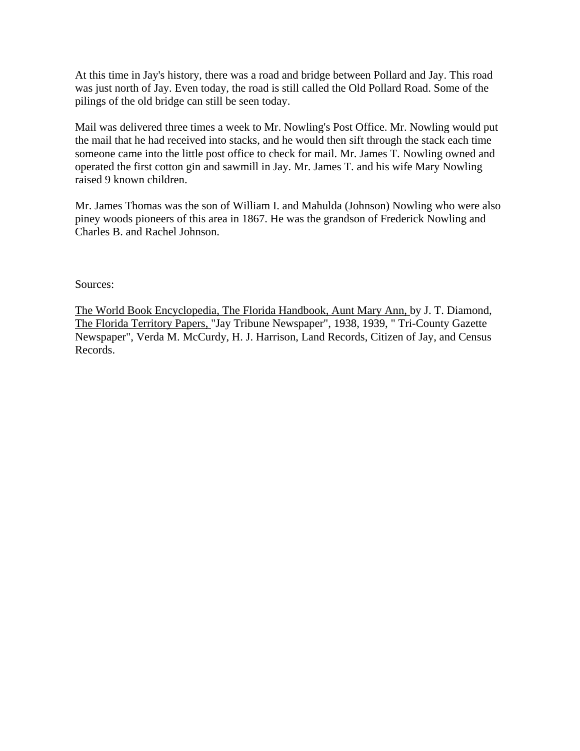At this time in Jay's history, there was a road and bridge between Pollard and Jay. This road was just north of Jay. Even today, the road is still called the Old Pollard Road. Some of the pilings of the old bridge can still be seen today.

Mail was delivered three times a week to Mr. Nowling's Post Office. Mr. Nowling would put the mail that he had received into stacks, and he would then sift through the stack each time someone came into the little post office to check for mail. Mr. James T. Nowling owned and operated the first cotton gin and sawmill in Jay. Mr. James T. and his wife Mary Nowling raised 9 known children.

Mr. James Thomas was the son of William I. and Mahulda (Johnson) Nowling who were also piney woods pioneers of this area in 1867. He was the grandson of Frederick Nowling and Charles B. and Rachel Johnson.

Sources:

The World Book Encyclopedia, The Florida Handbook, Aunt Mary Ann, by J. T. Diamond, The Florida Territory Papers, "Jay Tribune Newspaper", 1938, 1939, " Tri-County Gazette Newspaper", Verda M. McCurdy, H. J. Harrison, Land Records, Citizen of Jay, and Census Records.